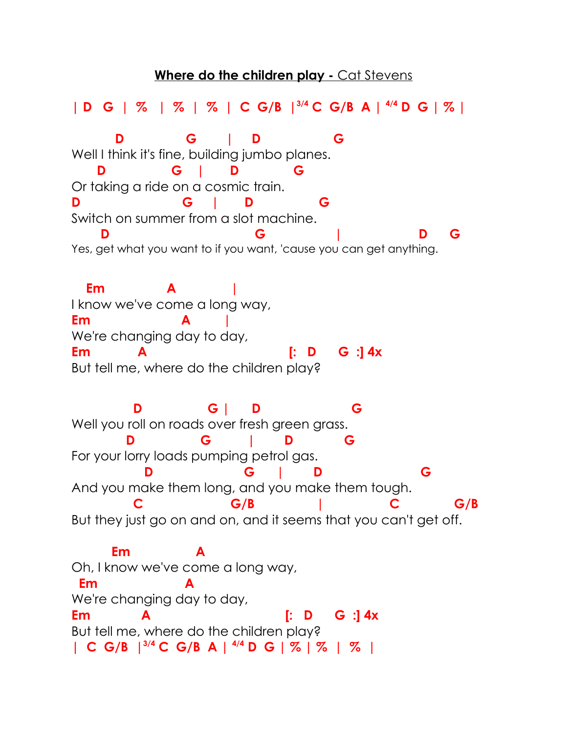**Where do the children play -** Cat Stevens

```
| D   G  |  %   |  %  |  %  |  C  G/B  |3/4 C  G/B  A | 4/4 D  G | % |

         D              G        |     D                G
Well I think it's fine, building jumbo planes.
      D               G    |      D             G
Or taking a ride on a cosmic train.
D                     G      |      D               G
Switch on summer from a slot machine.
       D                               G                  |                  D      G
Yes, get what you want to if you want, 'cause you can get anything.


   Em            A              |
I know we've come a long way,
Em                    A         |
We're changing day to day,
Em            A                            [:   D      G  :] 4x
But tell me, where do the children play?


              D               G |      D                  G
Well you roll on roads over fresh green grass.
            D              G          |        D          G
For your lorry loads pumping petrol gas.
               D                   G      |       D                     G
And you make them long, and you make them tough.
             C                  G/B               |              C            G/B
But they just go on and on, and it seems that you can't get off.

         Em             A
Oh, I know we've come a long way,
  Em                  A
We're changing day to day,
Em            A                           [:   D      G  :] 4x
But tell me, where do the children play?
|  C  G/B  |3/4 C  G/B  A | 4/4 D  G | % | %  |  %  |
```